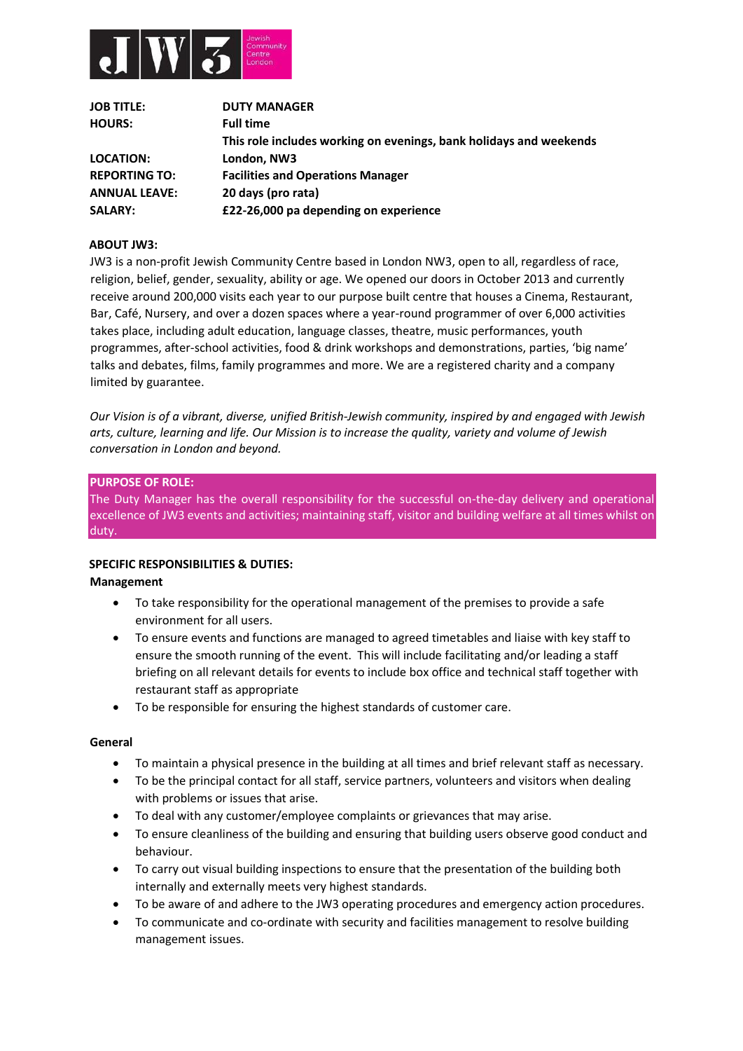JW3 Jewish Community Centre London

| | |
|---|---|
| **JOB TITLE:** | **DUTY MANAGER** |
| **HOURS:** | **Full time** |
| | **This role includes working on evenings, bank holidays and weekends** |
| **LOCATION:** | **London, NW3** |
| **REPORTING TO:** | **Facilities and Operations Manager** |
| **ANNUAL LEAVE:** | **20 days (pro rata)** |
| **SALARY:** | **£22-26,000 pa depending on experience** |

**ABOUT JW3:**

JW3 is a non-profit Jewish Community Centre based in London NW3, open to all, regardless of race, religion, belief, gender, sexuality, ability or age. We opened our doors in October 2013 and currently receive around 200,000 visits each year to our purpose built centre that houses a Cinema, Restaurant, Bar, Café, Nursery, and over a dozen spaces where a year-round programmer of over 6,000 activities takes place, including adult education, language classes, theatre, music performances, youth programmes, after-school activities, food & drink workshops and demonstrations, parties, 'big name' talks and debates, films, family programmes and more. We are a registered charity and a company limited by guarantee.

*Our Vision is of a vibrant, diverse, unified British-Jewish community, inspired by and engaged with Jewish arts, culture, learning and life. Our Mission is to increase the quality, variety and volume of Jewish conversation in London and beyond.*

**PURPOSE OF ROLE:**

The Duty Manager has the overall responsibility for the successful on-the-day delivery and operational excellence of JW3 events and activities; maintaining staff, visitor and building welfare at all times whilst on duty.

**SPECIFIC RESPONSIBILITIES & DUTIES:**

**Management**

- To take responsibility for the operational management of the premises to provide a safe environment for all users.
- To ensure events and functions are managed to agreed timetables and liaise with key staff to ensure the smooth running of the event. This will include facilitating and/or leading a staff briefing on all relevant details for events to include box office and technical staff together with restaurant staff as appropriate
- To be responsible for ensuring the highest standards of customer care.

**General**

- To maintain a physical presence in the building at all times and brief relevant staff as necessary.
- To be the principal contact for all staff, service partners, volunteers and visitors when dealing with problems or issues that arise.
- To deal with any customer/employee complaints or grievances that may arise.
- To ensure cleanliness of the building and ensuring that building users observe good conduct and behaviour.
- To carry out visual building inspections to ensure that the presentation of the building both internally and externally meets very highest standards.
- To be aware of and adhere to the JW3 operating procedures and emergency action procedures.
- To communicate and co-ordinate with security and facilities management to resolve building management issues.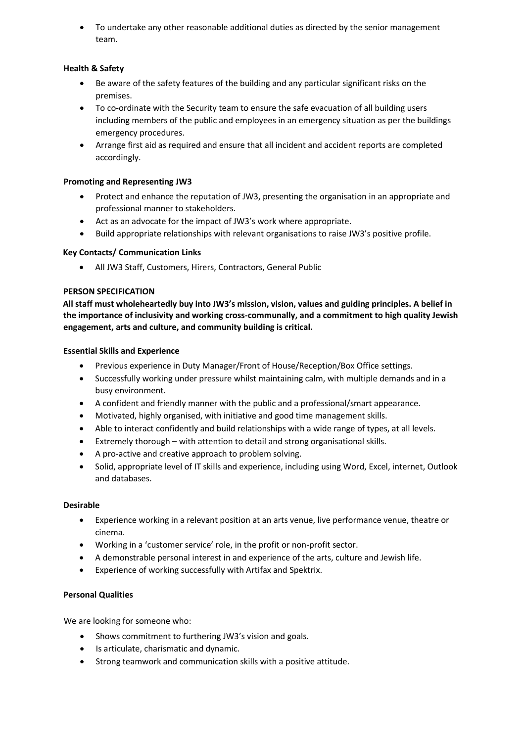- To undertake any other reasonable additional duties as directed by the senior management team.

**Health & Safety**

- Be aware of the safety features of the building and any particular significant risks on the premises.
- To co-ordinate with the Security team to ensure the safe evacuation of all building users including members of the public and employees in an emergency situation as per the buildings emergency procedures.
- Arrange first aid as required and ensure that all incident and accident reports are completed accordingly.

**Promoting and Representing JW3**

- Protect and enhance the reputation of JW3, presenting the organisation in an appropriate and professional manner to stakeholders.
- Act as an advocate for the impact of JW3's work where appropriate.
- Build appropriate relationships with relevant organisations to raise JW3's positive profile.

**Key Contacts/ Communication Links**

- All JW3 Staff, Customers, Hirers, Contractors, General Public

**PERSON SPECIFICATION**

**All staff must wholeheartedly buy into JW3's mission, vision, values and guiding principles. A belief in the importance of inclusivity and working cross-communally, and a commitment to high quality Jewish engagement, arts and culture, and community building is critical.**

**Essential Skills and Experience**

- Previous experience in Duty Manager/Front of House/Reception/Box Office settings.
- Successfully working under pressure whilst maintaining calm, with multiple demands and in a busy environment.
- A confident and friendly manner with the public and a professional/smart appearance.
- Motivated, highly organised, with initiative and good time management skills.
- Able to interact confidently and build relationships with a wide range of types, at all levels.
- Extremely thorough – with attention to detail and strong organisational skills.
- A pro-active and creative approach to problem solving.
- Solid, appropriate level of IT skills and experience, including using Word, Excel, internet, Outlook and databases.

**Desirable**

- Experience working in a relevant position at an arts venue, live performance venue, theatre or cinema.
- Working in a 'customer service' role, in the profit or non-profit sector.
- A demonstrable personal interest in and experience of the arts, culture and Jewish life.
- Experience of working successfully with Artifax and Spektrix.

**Personal Qualities**

We are looking for someone who:

- Shows commitment to furthering JW3's vision and goals.
- Is articulate, charismatic and dynamic.
- Strong teamwork and communication skills with a positive attitude.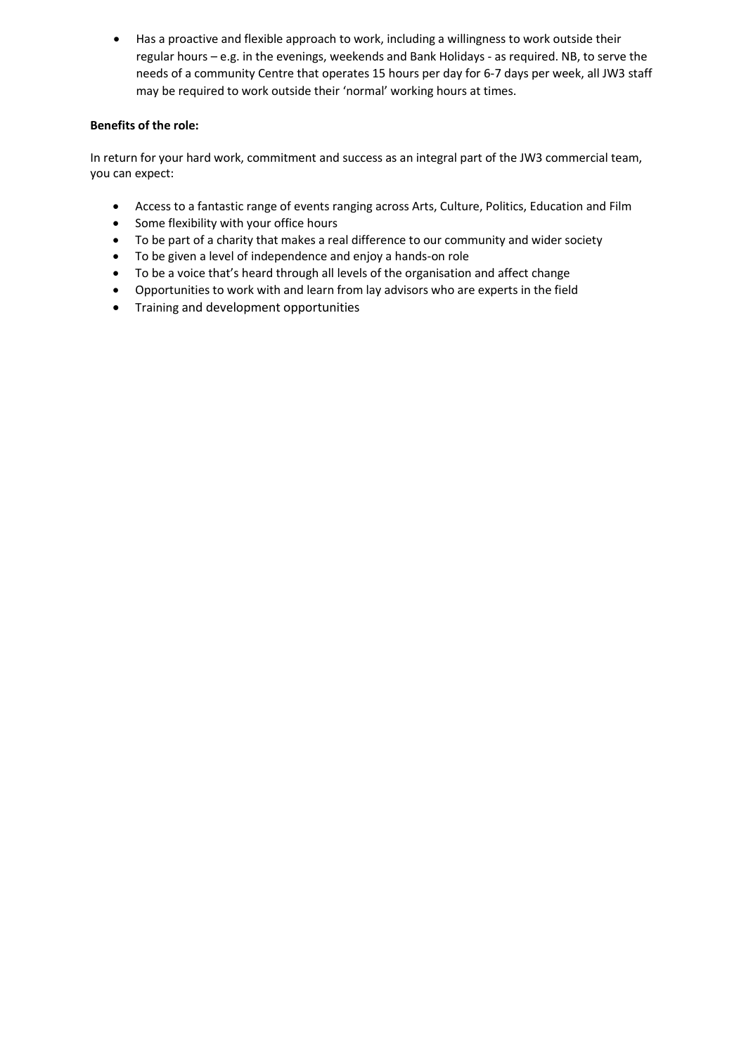- Has a proactive and flexible approach to work, including a willingness to work outside their regular hours – e.g. in the evenings, weekends and Bank Holidays - as required. NB, to serve the needs of a community Centre that operates 15 hours per day for 6-7 days per week, all JW3 staff may be required to work outside their 'normal' working hours at times.

**Benefits of the role:**

In return for your hard work, commitment and success as an integral part of the JW3 commercial team, you can expect:

- Access to a fantastic range of events ranging across Arts, Culture, Politics, Education and Film
- Some flexibility with your office hours
- To be part of a charity that makes a real difference to our community and wider society
- To be given a level of independence and enjoy a hands-on role
- To be a voice that's heard through all levels of the organisation and affect change
- Opportunities to work with and learn from lay advisors who are experts in the field
- Training and development opportunities